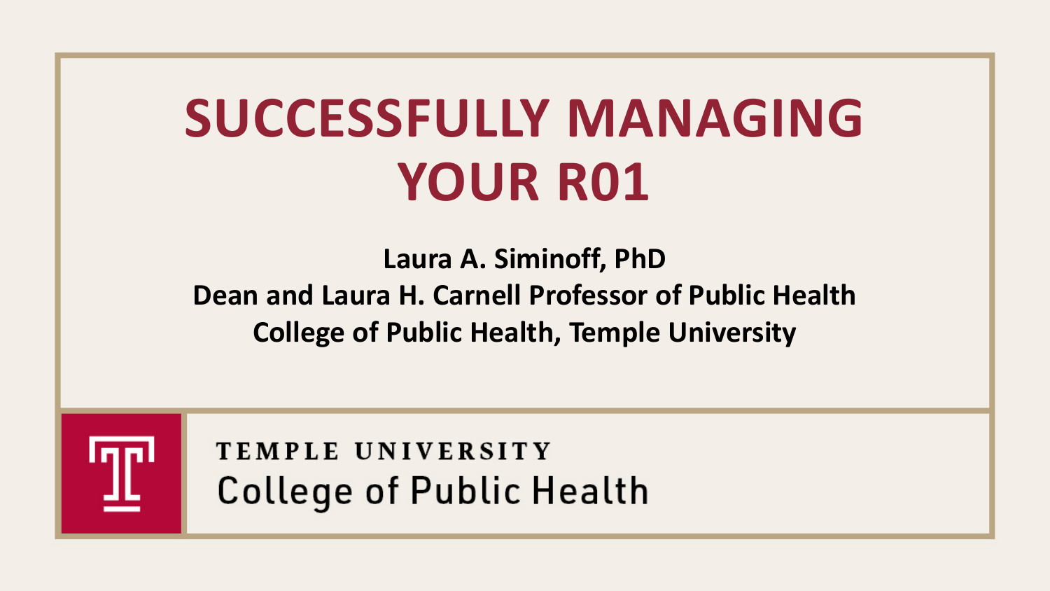# SUCCESSFULLY MANAGING YOUR R01

**Laura A. Siminoff, PhD**
**Dean and Laura H. Carnell Professor of Public Health**
**College of Public Health, Temple University**

TEMPLE UNIVERSITY
College of Public Health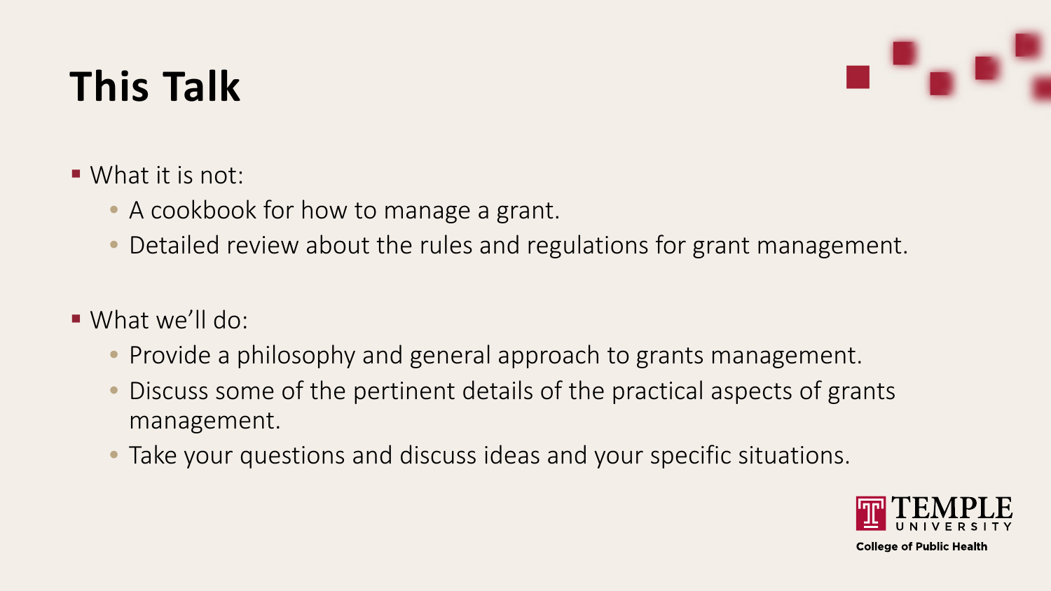# This Talk

- What it is not:
  - A cookbook for how to manage a grant.
  - Detailed review about the rules and regulations for grant management.

- What we'll do:
  - Provide a philosophy and general approach to grants management.
  - Discuss some of the pertinent details of the practical aspects of grants management.
  - Take your questions and discuss ideas and your specific situations.

TEMPLE UNIVERSITY
College of Public Health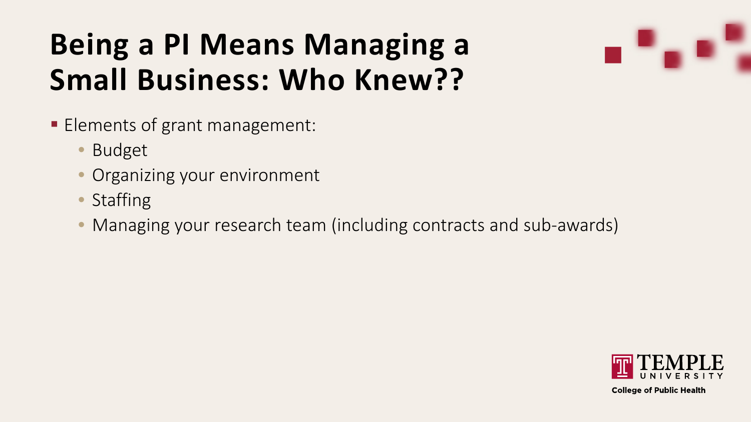# Being a PI Means Managing a Small Business: Who Knew??

- Elements of grant management:
  - Budget
  - Organizing your environment
  - Staffing
  - Managing your research team (including contracts and sub-awards)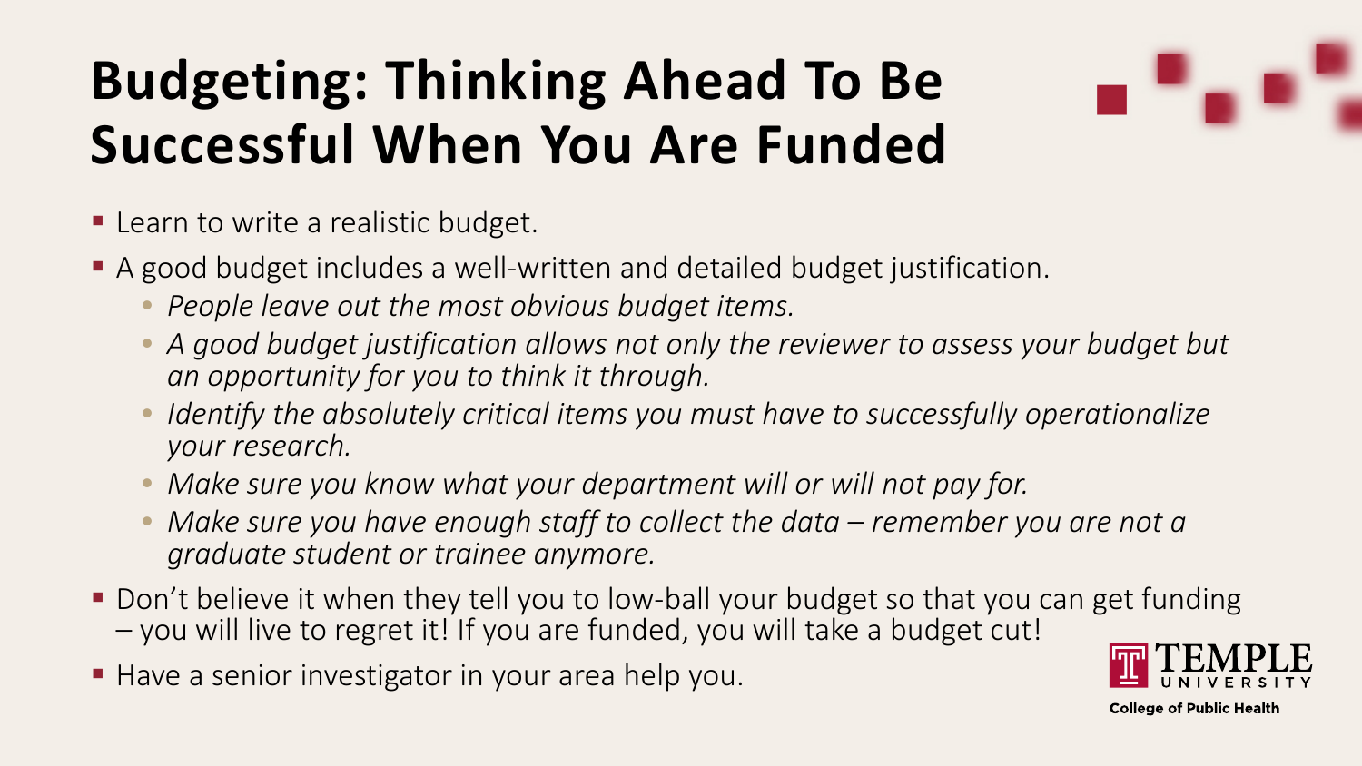# Budgeting: Thinking Ahead To Be Successful When You Are Funded

- Learn to write a realistic budget.
- A good budget includes a well-written and detailed budget justification.
    - *People leave out the most obvious budget items.*
    - *A good budget justification allows not only the reviewer to assess your budget but an opportunity for you to think it through.*
    - *Identify the absolutely critical items you must have to successfully operationalize your research.*
    - *Make sure you know what your department will or will not pay for.*
    - *Make sure you have enough staff to collect the data – remember you are not a graduate student or trainee anymore.*
- Don't believe it when they tell you to low-ball your budget so that you can get funding – you will live to regret it! If you are funded, you will take a budget cut!
- Have a senior investigator in your area help you.

TEMPLE UNIVERSITY
College of Public Health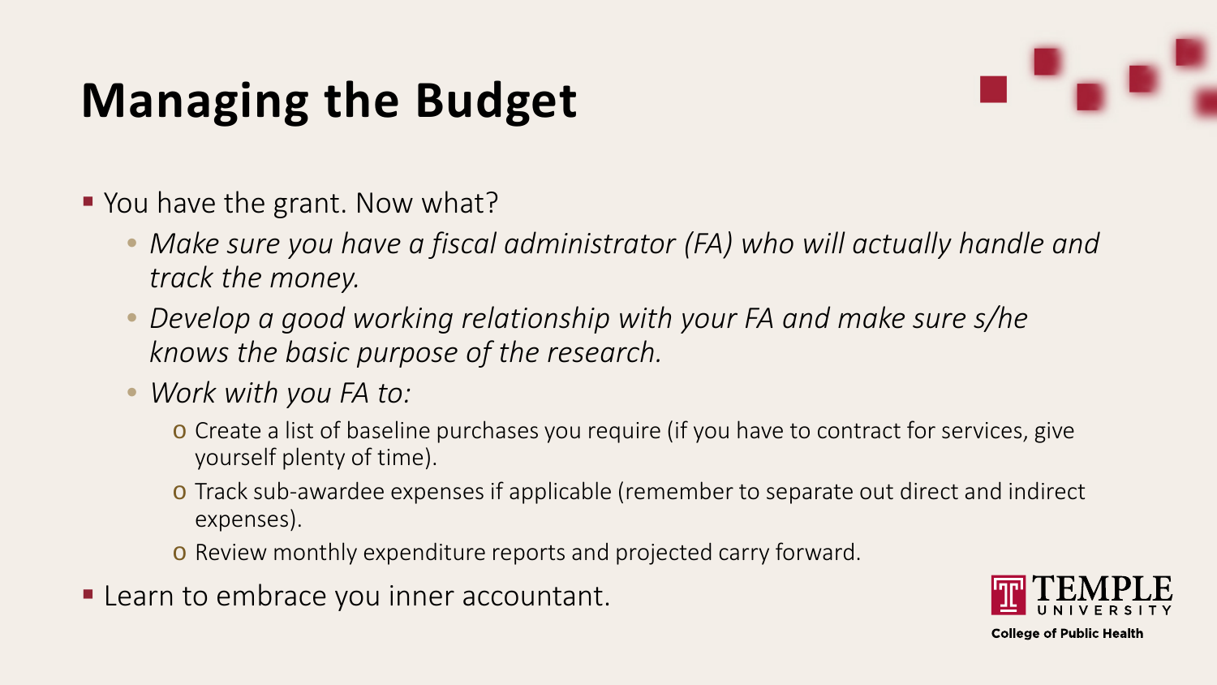# Managing the Budget

- You have the grant. Now what?
  - *Make sure you have a fiscal administrator (FA) who will actually handle and track the money.*
  - *Develop a good working relationship with your FA and make sure s/he knows the basic purpose of the research.*
  - *Work with you FA to:*
    - Create a list of baseline purchases you require (if you have to contract for services, give yourself plenty of time).
    - Track sub-awardee expenses if applicable (remember to separate out direct and indirect expenses).
    - Review monthly expenditure reports and projected carry forward.
- Learn to embrace you inner accountant.

TEMPLE UNIVERSITY
College of Public Health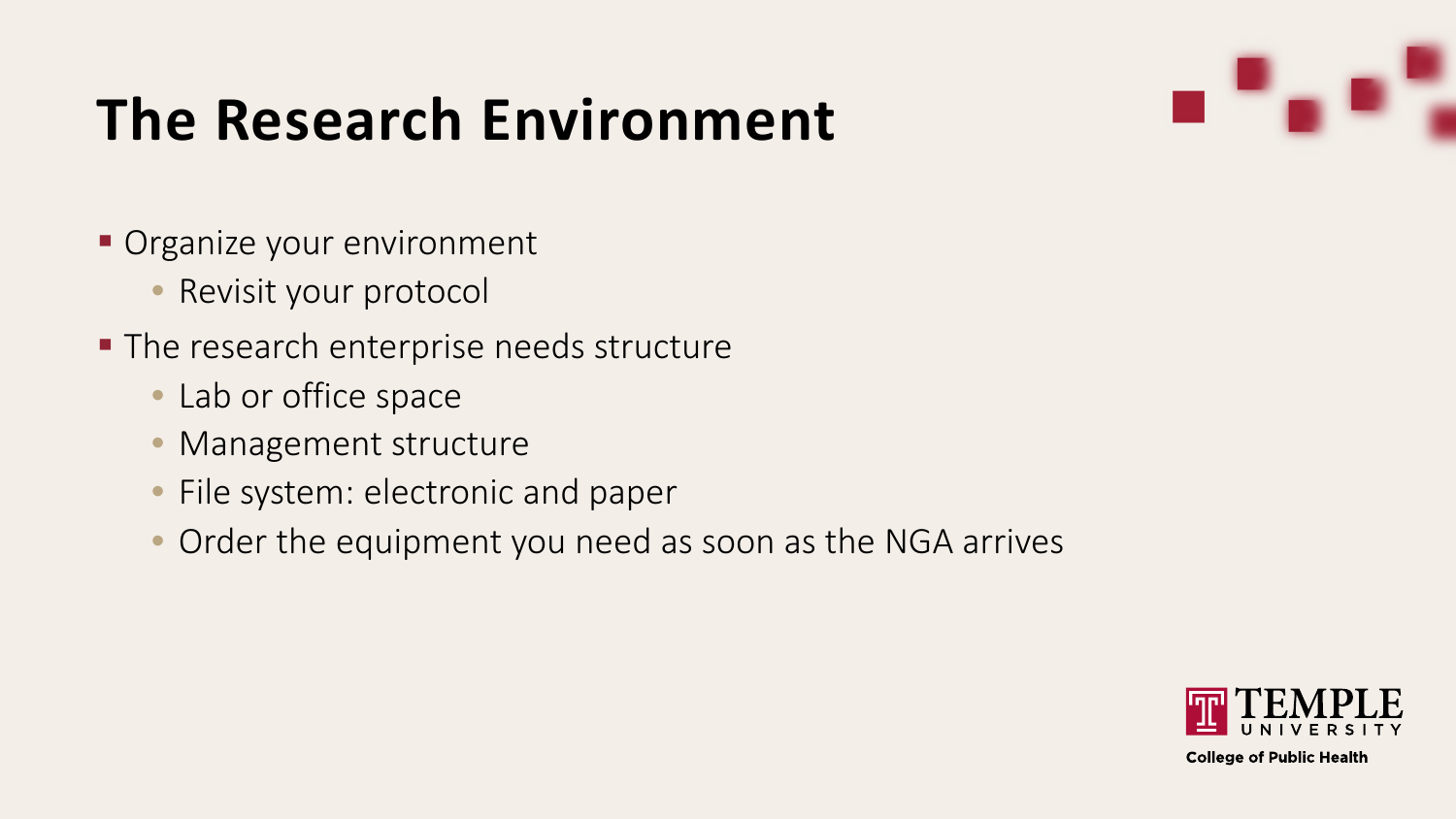# The Research Environment

- Organize your environment
  - Revisit your protocol
- The research enterprise needs structure
  - Lab or office space
  - Management structure
  - File system: electronic and paper
  - Order the equipment you need as soon as the NGA arrives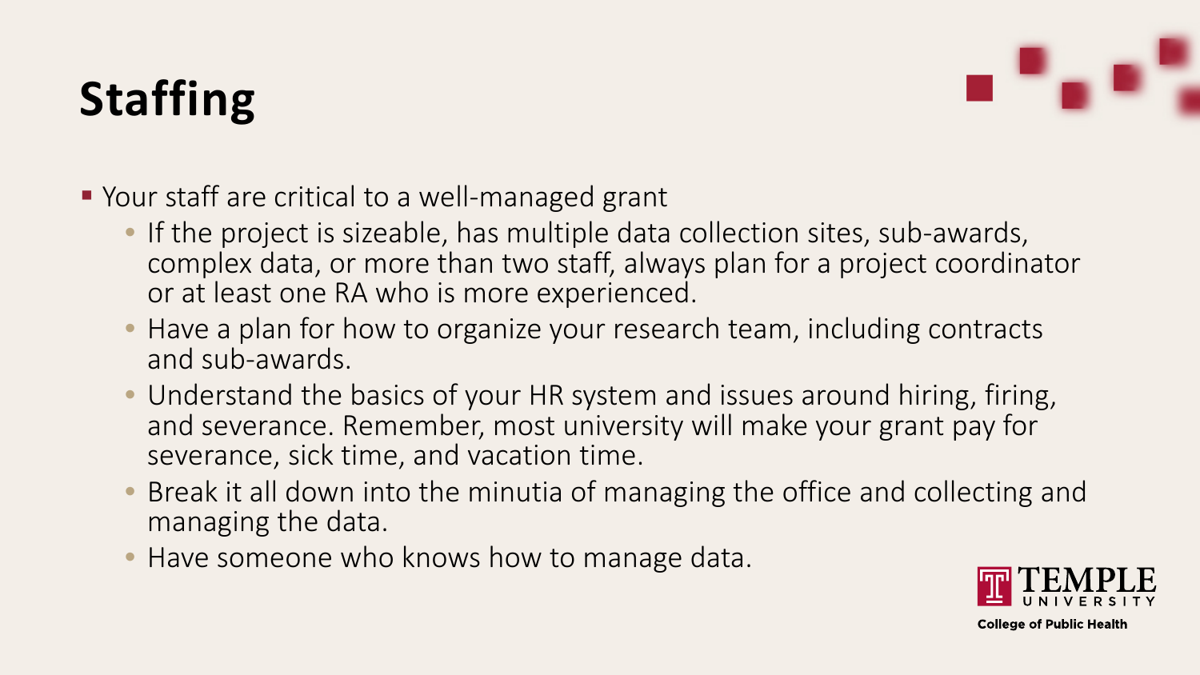# Staffing

- Your staff are critical to a well-managed grant
  - If the project is sizeable, has multiple data collection sites, sub-awards, complex data, or more than two staff, always plan for a project coordinator or at least one RA who is more experienced.
  - Have a plan for how to organize your research team, including contracts and sub-awards.
  - Understand the basics of your HR system and issues around hiring, firing, and severance. Remember, most university will make your grant pay for severance, sick time, and vacation time.
  - Break it all down into the minutia of managing the office and collecting and managing the data.
  - Have someone who knows how to manage data.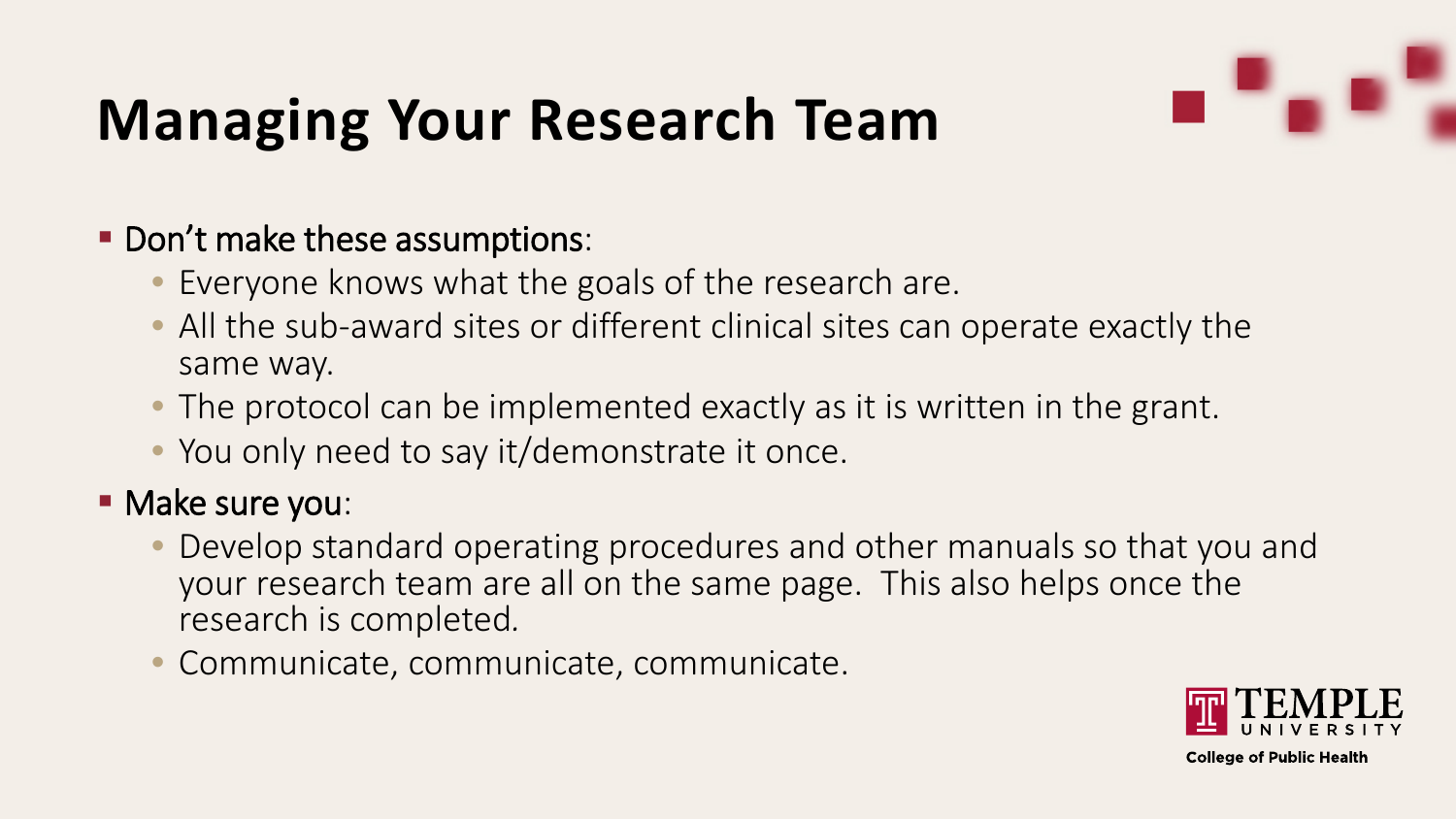# Managing Your Research Team

- Don't make these assumptions:
  - Everyone knows what the goals of the research are.
  - All the sub-award sites or different clinical sites can operate exactly the same way.
  - The protocol can be implemented exactly as it is written in the grant.
  - You only need to say it/demonstrate it once.
- Make sure you:
  - Develop standard operating procedures and other manuals so that you and your research team are all on the same page. This also helps once the research is completed.
  - Communicate, communicate, communicate.

TEMPLE UNIVERSITY
College of Public Health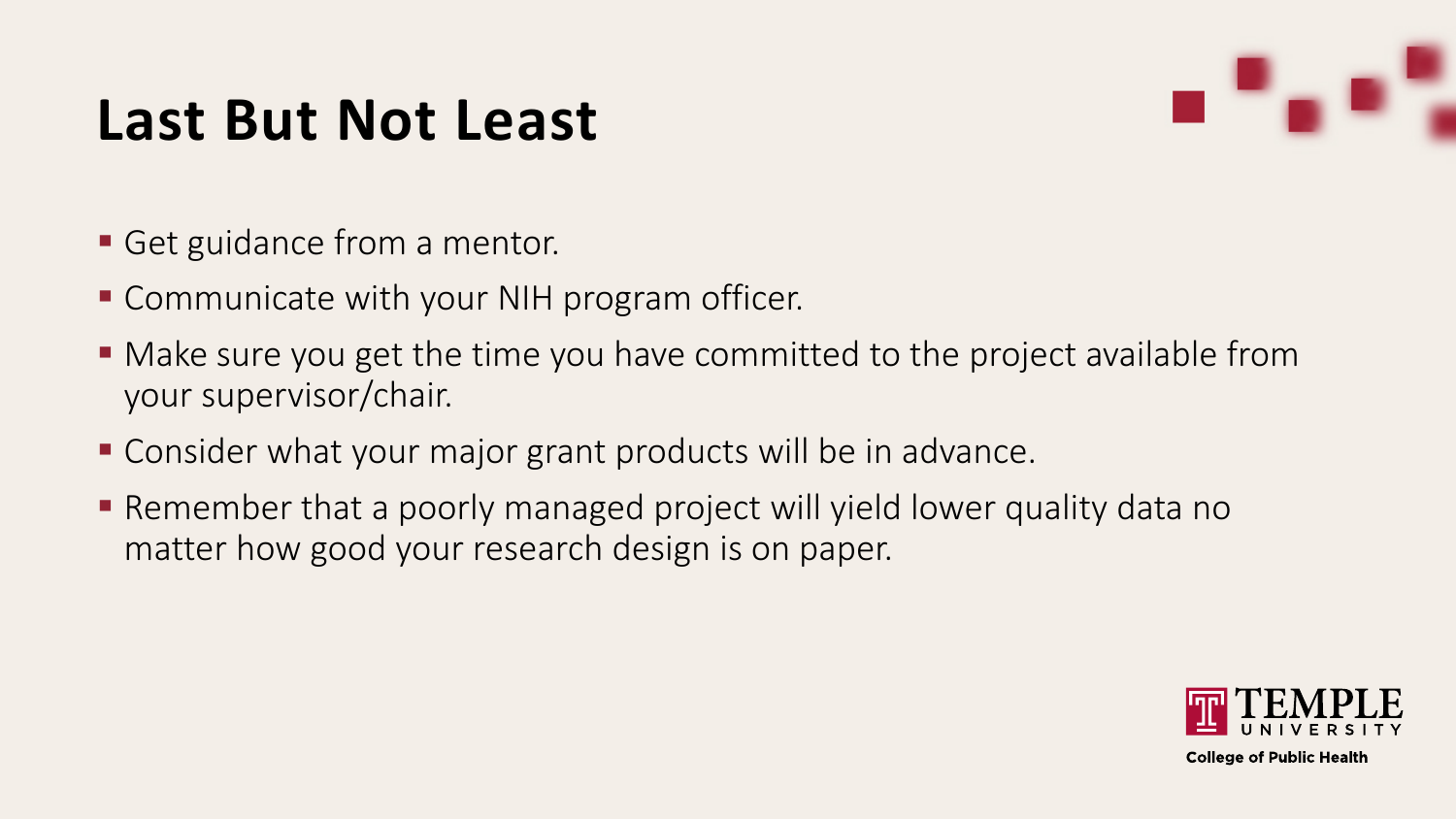# Last But Not Least

- Get guidance from a mentor.
- Communicate with your NIH program officer.
- Make sure you get the time you have committed to the project available from your supervisor/chair.
- Consider what your major grant products will be in advance.
- Remember that a poorly managed project will yield lower quality data no matter how good your research design is on paper.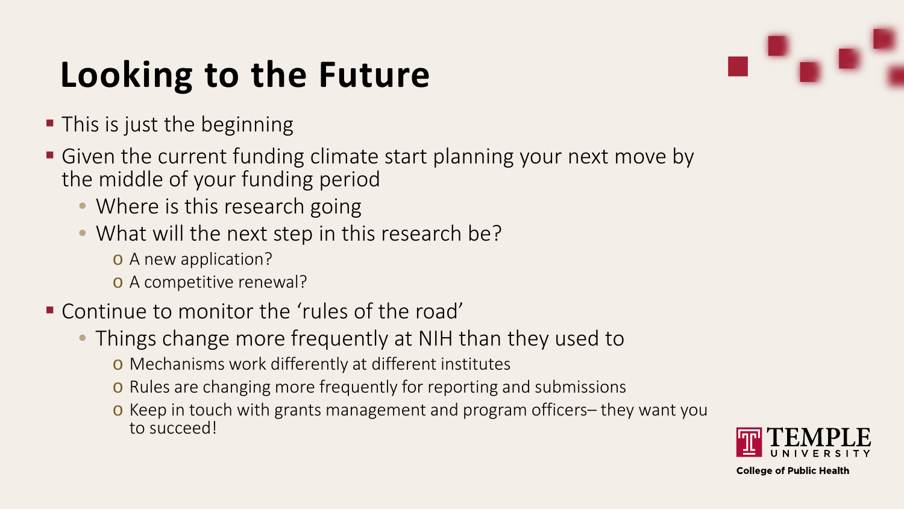# Looking to the Future

- This is just the beginning
- Given the current funding climate start planning your next move by the middle of your funding period
  - Where is this research going
  - What will the next step in this research be?
    - A new application?
    - A competitive renewal?
- Continue to monitor the 'rules of the road'
  - Things change more frequently at NIH than they used to
    - Mechanisms work differently at different institutes
    - Rules are changing more frequently for reporting and submissions
    - Keep in touch with grants management and program officers– they want you to succeed!

TEMPLE UNIVERSITY
College of Public Health